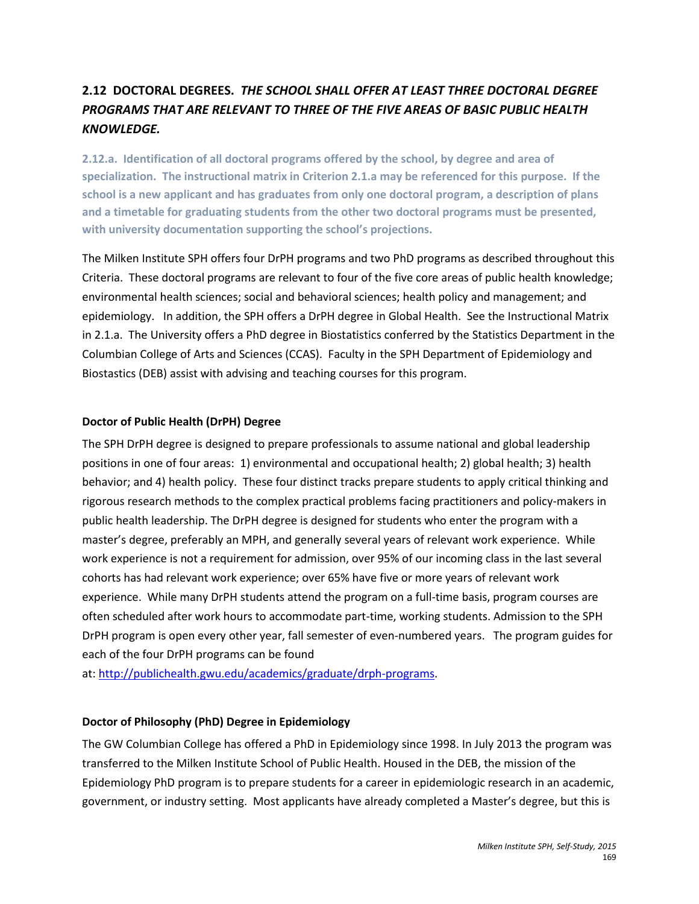## 2.12 DOCTORAL DEGREES. *THE SCHOOL SHALL OFFER AT LEAST THREE DOCTORAL DEGREE PROGRAMS THAT ARE RELEVANT TO THREE OF THE FIVE AREAS OF BASIC PUBLIC HEALTH KNOWLEDGE.*

**2.12.a. Identification of all doctoral programs offered by the school, by degree and area of specialization. The instructional matrix in Criterion 2.1.a may be referenced for this purpose. If the school is a new applicant and has graduates from only one doctoral program, a description of plans and a timetable for graduating students from the other two doctoral programs must be presented, with university documentation supporting the school's projections.**

The Milken Institute SPH offers four DrPH programs and two PhD programs as described throughout this Criteria. These doctoral programs are relevant to four of the five core areas of public health knowledge; environmental health sciences; social and behavioral sciences; health policy and management; and epidemiology. In addition, the SPH offers a DrPH degree in Global Health. See the Instructional Matrix in 2.1.a. The University offers a PhD degree in Biostatistics conferred by the Statistics Department in the Columbian College of Arts and Sciences (CCAS). Faculty in the SPH Department of Epidemiology and Biostastics (DEB) assist with advising and teaching courses for this program.

**Doctor of Public Health (DrPH) Degree**

The SPH DrPH degree is designed to prepare professionals to assume national and global leadership positions in one of four areas: 1) environmental and occupational health; 2) global health; 3) health behavior; and 4) health policy. These four distinct tracks prepare students to apply critical thinking and rigorous research methods to the complex practical problems facing practitioners and policy-makers in public health leadership. The DrPH degree is designed for students who enter the program with a master's degree, preferably an MPH, and generally several years of relevant work experience. While work experience is not a requirement for admission, over 95% of our incoming class in the last several cohorts has had relevant work experience; over 65% have five or more years of relevant work experience. While many DrPH students attend the program on a full-time basis, program courses are often scheduled after work hours to accommodate part-time, working students. Admission to the SPH DrPH program is open every other year, fall semester of even-numbered years. The program guides for each of the four DrPH programs can be found at: [http://publichealth.gwu.edu/academics/graduate/drph-programs](http://publichealth.gwu.edu/academics/graduate/drph-programs).

**Doctor of Philosophy (PhD) Degree in Epidemiology**

The GW Columbian College has offered a PhD in Epidemiology since 1998. In July 2013 the program was transferred to the Milken Institute School of Public Health. Housed in the DEB, the mission of the Epidemiology PhD program is to prepare students for a career in epidemiologic research in an academic, government, or industry setting. Most applicants have already completed a Master's degree, but this is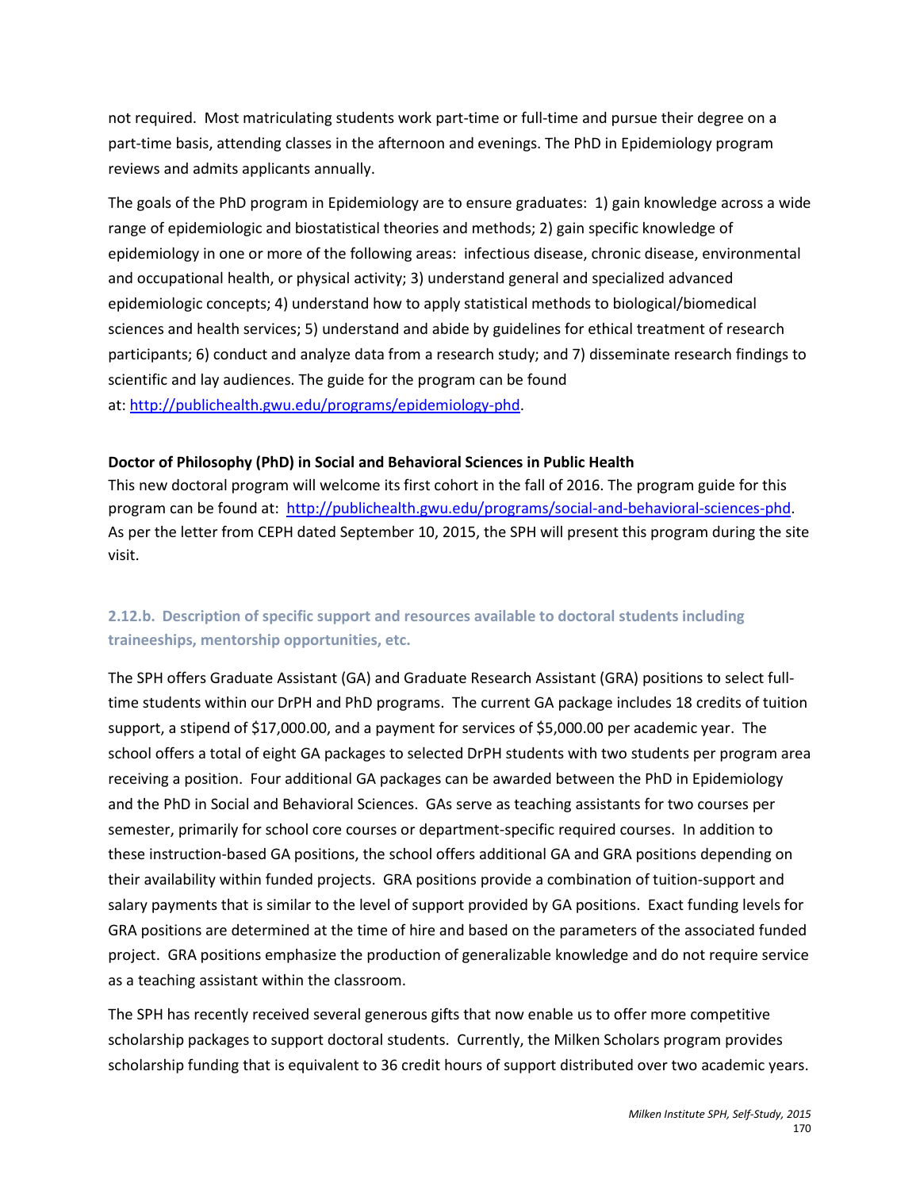not required.  Most matriculating students work part-time or full-time and pursue their degree on a part-time basis, attending classes in the afternoon and evenings. The PhD in Epidemiology program reviews and admits applicants annually.

The goals of the PhD program in Epidemiology are to ensure graduates:  1) gain knowledge across a wide range of epidemiologic and biostatistical theories and methods; 2) gain specific knowledge of epidemiology in one or more of the following areas:  infectious disease, chronic disease, environmental and occupational health, or physical activity; 3) understand general and specialized advanced epidemiologic concepts; 4) understand how to apply statistical methods to biological/biomedical sciences and health services; 5) understand and abide by guidelines for ethical treatment of research participants; 6) conduct and analyze data from a research study; and 7) disseminate research findings to scientific and lay audiences. The guide for the program can be found at: http://publichealth.gwu.edu/programs/epidemiology-phd.

**Doctor of Philosophy (PhD) in Social and Behavioral Sciences in Public Health**

This new doctoral program will welcome its first cohort in the fall of 2016. The program guide for this program can be found at:  http://publichealth.gwu.edu/programs/social-and-behavioral-sciences-phd. As per the letter from CEPH dated September 10, 2015, the SPH will present this program during the site visit.

### 2.12.b.  Description of specific support and resources available to doctoral students including traineeships, mentorship opportunities, etc.

The SPH offers Graduate Assistant (GA) and Graduate Research Assistant (GRA) positions to select full-time students within our DrPH and PhD programs.  The current GA package includes 18 credits of tuition support, a stipend of $17,000.00, and a payment for services of $5,000.00 per academic year.  The school offers a total of eight GA packages to selected DrPH students with two students per program area receiving a position.  Four additional GA packages can be awarded between the PhD in Epidemiology and the PhD in Social and Behavioral Sciences.  GAs serve as teaching assistants for two courses per semester, primarily for school core courses or department-specific required courses.  In addition to these instruction-based GA positions, the school offers additional GA and GRA positions depending on their availability within funded projects.  GRA positions provide a combination of tuition-support and salary payments that is similar to the level of support provided by GA positions.  Exact funding levels for GRA positions are determined at the time of hire and based on the parameters of the associated funded project.  GRA positions emphasize the production of generalizable knowledge and do not require service as a teaching assistant within the classroom.

The SPH has recently received several generous gifts that now enable us to offer more competitive scholarship packages to support doctoral students.  Currently, the Milken Scholars program provides scholarship funding that is equivalent to 36 credit hours of support distributed over two academic years.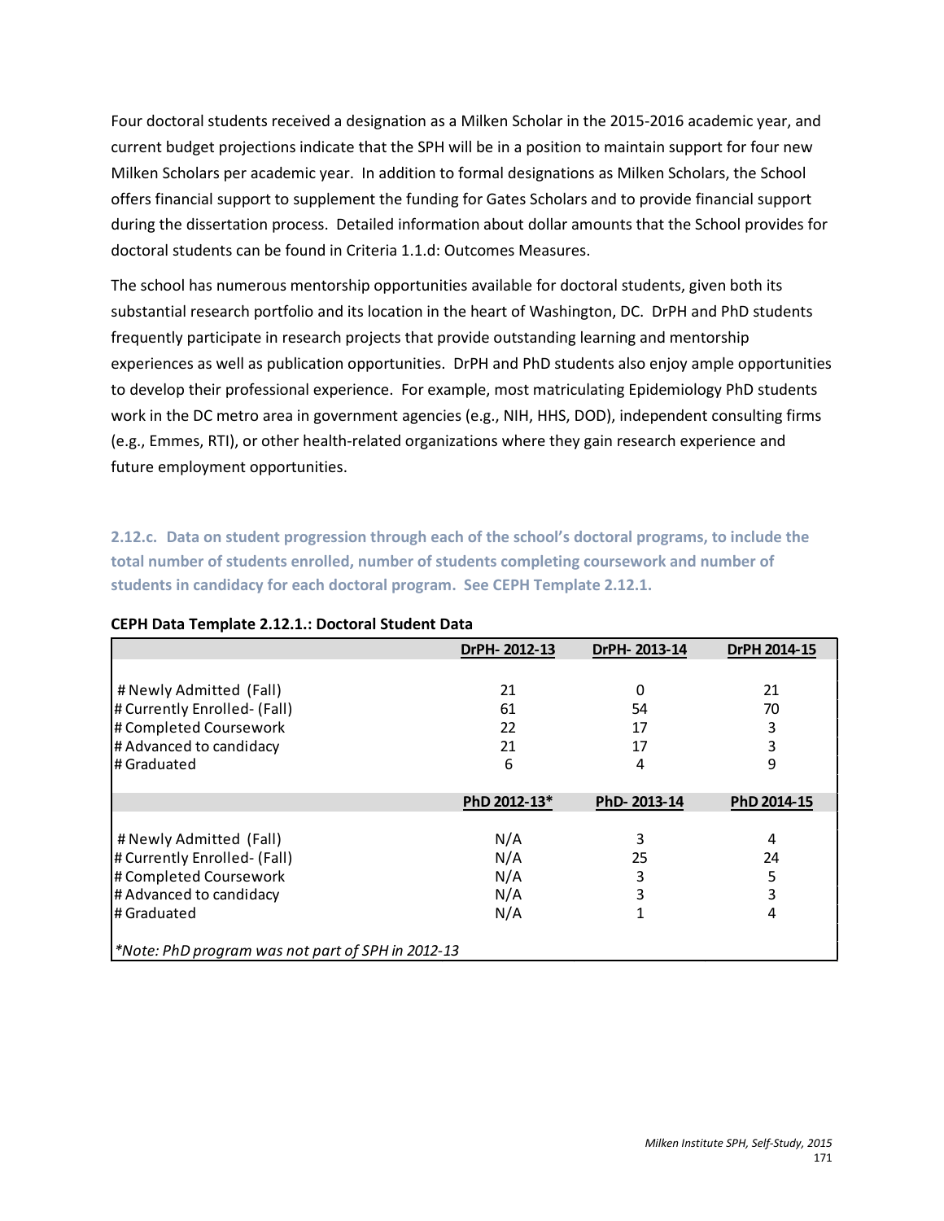Four doctoral students received a designation as a Milken Scholar in the 2015-2016 academic year, and current budget projections indicate that the SPH will be in a position to maintain support for four new Milken Scholars per academic year. In addition to formal designations as Milken Scholars, the School offers financial support to supplement the funding for Gates Scholars and to provide financial support during the dissertation process. Detailed information about dollar amounts that the School provides for doctoral students can be found in Criteria 1.1.d: Outcomes Measures.

The school has numerous mentorship opportunities available for doctoral students, given both its substantial research portfolio and its location in the heart of Washington, DC. DrPH and PhD students frequently participate in research projects that provide outstanding learning and mentorship experiences as well as publication opportunities. DrPH and PhD students also enjoy ample opportunities to develop their professional experience. For example, most matriculating Epidemiology PhD students work in the DC metro area in government agencies (e.g., NIH, HHS, DOD), independent consulting firms (e.g., Emmes, RTI), or other health-related organizations where they gain research experience and future employment opportunities.

### 2.12.c. Data on student progression through each of the school's doctoral programs, to include the total number of students enrolled, number of students completing coursework and number of students in candidacy for each doctoral program. See CEPH Template 2.12.1.

**CEPH Data Template 2.12.1.: Doctoral Student Data**

| | DrPH- 2012-13 | DrPH- 2013-14 | DrPH 2014-15 |
|---|---|---|---|
| # Newly Admitted (Fall) | 21 | 0 | 21 |
| # Currently Enrolled- (Fall) | 61 | 54 | 70 |
| # Completed Coursework | 22 | 17 | 3 |
| # Advanced to candidacy | 21 | 17 | 3 |
| # Graduated | 6 | 4 | 9 |
| | **PhD 2012-13*** | **PhD- 2013-14** | **PhD 2014-15** |
| # Newly Admitted (Fall) | N/A | 3 | 4 |
| # Currently Enrolled- (Fall) | N/A | 25 | 24 |
| # Completed Coursework | N/A | 3 | 5 |
| # Advanced to candidacy | N/A | 3 | 3 |
| # Graduated | N/A | 1 | 4 |

*\*Note: PhD program was not part of SPH in 2012-13*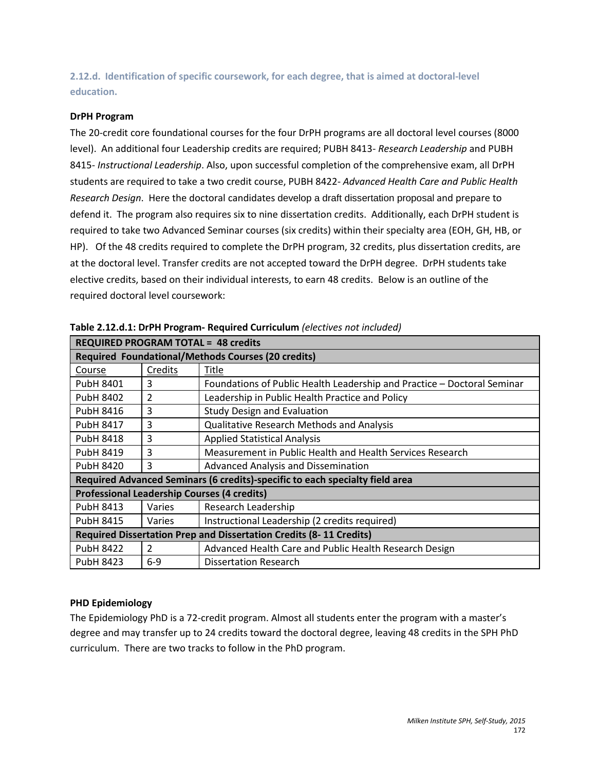### 2.12.d. Identification of specific coursework, for each degree, that is aimed at doctoral-level education.

**DrPH Program**

The 20-credit core foundational courses for the four DrPH programs are all doctoral level courses (8000 level). An additional four Leadership credits are required; PUBH 8413- *Research Leadership* and PUBH 8415- *Instructional Leadership*. Also, upon successful completion of the comprehensive exam, all DrPH students are required to take a two credit course, PUBH 8422- *Advanced Health Care and Public Health Research Design*. Here the doctoral candidates develop a draft dissertation proposal and prepare to defend it. The program also requires six to nine dissertation credits. Additionally, each DrPH student is required to take two Advanced Seminar courses (six credits) within their specialty area (EOH, GH, HB, or HP). Of the 48 credits required to complete the DrPH program, 32 credits, plus dissertation credits, are at the doctoral level. Transfer credits are not accepted toward the DrPH degree. DrPH students take elective credits, based on their individual interests, to earn 48 credits. Below is an outline of the required doctoral level coursework:

**Table 2.12.d.1: DrPH Program- Required Curriculum** *(electives not included)*

| **REQUIRED PROGRAM TOTAL = 48 credits** | | |
|---|---|---|
| **Required Foundational/Methods Courses (20 credits)** | | |
| Course | Credits | Title |
| PubH 8401 | 3 | Foundations of Public Health Leadership and Practice – Doctoral Seminar |
| PubH 8402 | 2 | Leadership in Public Health Practice and Policy |
| PubH 8416 | 3 | Study Design and Evaluation |
| PubH 8417 | 3 | Qualitative Research Methods and Analysis |
| PubH 8418 | 3 | Applied Statistical Analysis |
| PubH 8419 | 3 | Measurement in Public Health and Health Services Research |
| PubH 8420 | 3 | Advanced Analysis and Dissemination |
| **Required Advanced Seminars (6 credits)-specific to each specialty field area** | | |
| **Professional Leadership Courses (4 credits)** | | |
| PubH 8413 | Varies | Research Leadership |
| PubH 8415 | Varies | Instructional Leadership (2 credits required) |
| **Required Dissertation Prep and Dissertation Credits (8- 11 Credits)** | | |
| PubH 8422 | 2 | Advanced Health Care and Public Health Research Design |
| PubH 8423 | 6-9 | Dissertation Research |

**PHD Epidemiology**

The Epidemiology PhD is a 72-credit program. Almost all students enter the program with a master's degree and may transfer up to 24 credits toward the doctoral degree, leaving 48 credits in the SPH PhD curriculum. There are two tracks to follow in the PhD program.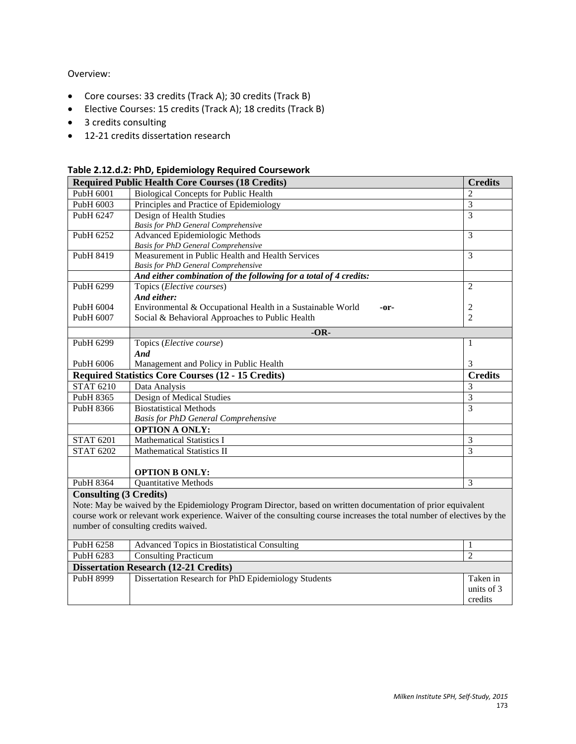Overview:

- Core courses: 33 credits (Track A); 30 credits (Track B)
- Elective Courses: 15 credits (Track A); 18 credits (Track B)
- 3 credits consulting
- 12-21 credits dissertation research

**Table 2.12.d.2: PhD, Epidemiology Required Coursework**

| **Required Public Health Core Courses (18 Credits)** | | **Credits** |
|---|---|---|
| PubH 6001 | Biological Concepts for Public Health | 2 |
| PubH 6003 | Principles and Practice of Epidemiology | 3 |
| PubH 6247 | Design of Health Studies<br>*Basis for PhD General Comprehensive* | 3 |
| PubH 6252 | Advanced Epidemiologic Methods<br>*Basis for PhD General Comprehensive* | 3 |
| PubH 8419 | Measurement in Public Health and Health Services<br>*Basis for PhD General Comprehensive* | 3 |
| | ***And either combination of the following for a total of 4 credits:*** | |
| PubH 6299 | Topics (*Elective courses*) | 2 |
| | ***And either:*** | |
| PubH 6004 | Environmental & Occupational Health in a Sustainable World **-or-** | 2 |
| PubH 6007 | Social & Behavioral Approaches to Public Health | 2 |
| | **-OR-** | |
| PubH 6299 | Topics (*Elective course*) | 1 |
| | ***And*** | |
| PubH 6006 | Management and Policy in Public Health | 3 |
| **Required Statistics Core Courses (12 - 15 Credits)** | | **Credits** |
| STAT 6210 | Data Analysis | 3 |
| PubH 8365 | Design of Medical Studies | 3 |
| PubH 8366 | Biostatistical Methods<br>*Basis for PhD General Comprehensive* | 3 |
| | **OPTION A ONLY:** | |
| STAT 6201 | Mathematical Statistics I | 3 |
| STAT 6202 | Mathematical Statistics II | 3 |
| | **OPTION B ONLY:** | |
| PubH 8364 | Quantitative Methods | 3 |
| **Consulting (3 Credits)**<br>Note: May be waived by the Epidemiology Program Director, based on written documentation of prior equivalent course work or relevant work experience. Waiver of the consulting course increases the total number of electives by the number of consulting credits waived. | | |
| PubH 6258 | Advanced Topics in Biostatistical Consulting | 1 |
| PubH 6283 | Consulting Practicum | 2 |
| **Dissertation Research (12-21 Credits)** | | |
| PubH 8999 | Dissertation Research for PhD Epidemiology Students | Taken in units of 3 credits |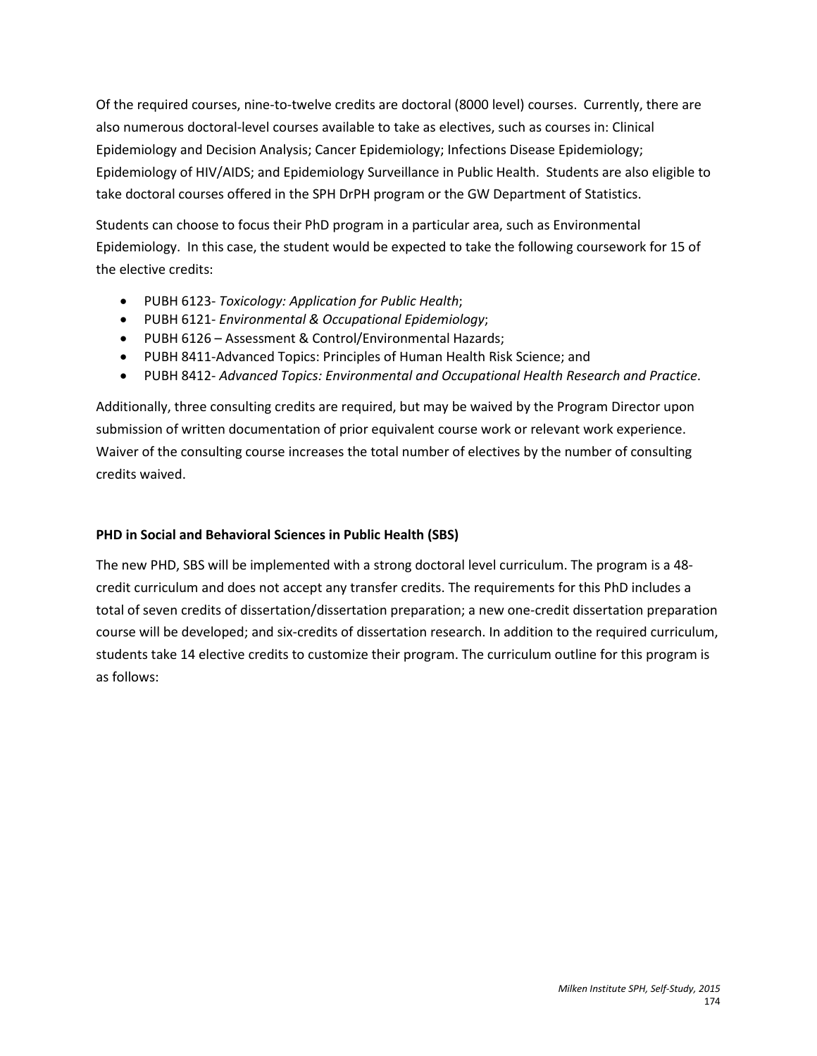Of the required courses, nine-to-twelve credits are doctoral (8000 level) courses. Currently, there are also numerous doctoral-level courses available to take as electives, such as courses in: Clinical Epidemiology and Decision Analysis; Cancer Epidemiology; Infections Disease Epidemiology; Epidemiology of HIV/AIDS; and Epidemiology Surveillance in Public Health. Students are also eligible to take doctoral courses offered in the SPH DrPH program or the GW Department of Statistics.

Students can choose to focus their PhD program in a particular area, such as Environmental Epidemiology. In this case, the student would be expected to take the following coursework for 15 of the elective credits:

- PUBH 6123- *Toxicology: Application for Public Health*;
- PUBH 6121- *Environmental & Occupational Epidemiology*;
- PUBH 6126 – Assessment & Control/Environmental Hazards;
- PUBH 8411-Advanced Topics: Principles of Human Health Risk Science; and
- PUBH 8412- *Advanced Topics: Environmental and Occupational Health Research and Practice*.

Additionally, three consulting credits are required, but may be waived by the Program Director upon submission of written documentation of prior equivalent course work or relevant work experience. Waiver of the consulting course increases the total number of electives by the number of consulting credits waived.

**PHD in Social and Behavioral Sciences in Public Health (SBS)**

The new PHD, SBS will be implemented with a strong doctoral level curriculum. The program is a 48-credit curriculum and does not accept any transfer credits. The requirements for this PhD includes a total of seven credits of dissertation/dissertation preparation; a new one-credit dissertation preparation course will be developed; and six-credits of dissertation research. In addition to the required curriculum, students take 14 elective credits to customize their program. The curriculum outline for this program is as follows: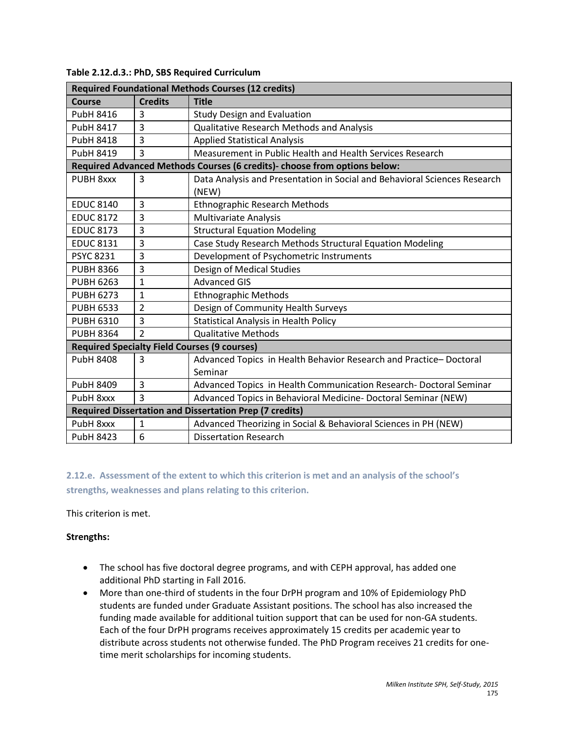**Table 2.12.d.3.: PhD, SBS Required Curriculum**

| Required Foundational Methods Courses (12 credits) | | |
|---|---|---|
| **Course** | **Credits** | **Title** |
| PubH 8416 | 3 | Study Design and Evaluation |
| PubH 8417 | 3 | Qualitative Research Methods and Analysis |
| PubH 8418 | 3 | Applied Statistical Analysis |
| PubH 8419 | 3 | Measurement in Public Health and Health Services Research |
| **Required Advanced Methods Courses (6 credits)- choose from options below:** | | |
| PUBH 8xxx | 3 | Data Analysis and Presentation in Social and Behavioral Sciences Research (NEW) |
| EDUC 8140 | 3 | Ethnographic Research Methods |
| EDUC 8172 | 3 | Multivariate Analysis |
| EDUC 8173 | 3 | Structural Equation Modeling |
| EDUC 8131 | 3 | Case Study Research Methods Structural Equation Modeling |
| PSYC 8231 | 3 | Development of Psychometric Instruments |
| PUBH 8366 | 3 | Design of Medical Studies |
| PUBH 6263 | 1 | Advanced GIS |
| PUBH 6273 | 1 | Ethnographic Methods |
| PUBH 6533 | 2 | Design of Community Health Surveys |
| PUBH 6310 | 3 | Statistical Analysis in Health Policy |
| PUBH 8364 | 2 | Qualitative Methods |
| **Required Specialty Field Courses (9 courses)** | | |
| PubH 8408 | 3 | Advanced Topics in Health Behavior Research and Practice– Doctoral Seminar |
| PubH 8409 | 3 | Advanced Topics in Health Communication Research- Doctoral Seminar |
| PubH 8xxx | 3 | Advanced Topics in Behavioral Medicine- Doctoral Seminar (NEW) |
| **Required Dissertation and Dissertation Prep (7 credits)** | | |
| PubH 8xxx | 1 | Advanced Theorizing in Social & Behavioral Sciences in PH (NEW) |
| PubH 8423 | 6 | Dissertation Research |

### 2.12.e. Assessment of the extent to which this criterion is met and an analysis of the school's strengths, weaknesses and plans relating to this criterion.

This criterion is met.

**Strengths:**

- The school has five doctoral degree programs, and with CEPH approval, has added one additional PhD starting in Fall 2016.
- More than one-third of students in the four DrPH program and 10% of Epidemiology PhD students are funded under Graduate Assistant positions. The school has also increased the funding made available for additional tuition support that can be used for non-GA students. Each of the four DrPH programs receives approximately 15 credits per academic year to distribute across students not otherwise funded. The PhD Program receives 21 credits for one-time merit scholarships for incoming students.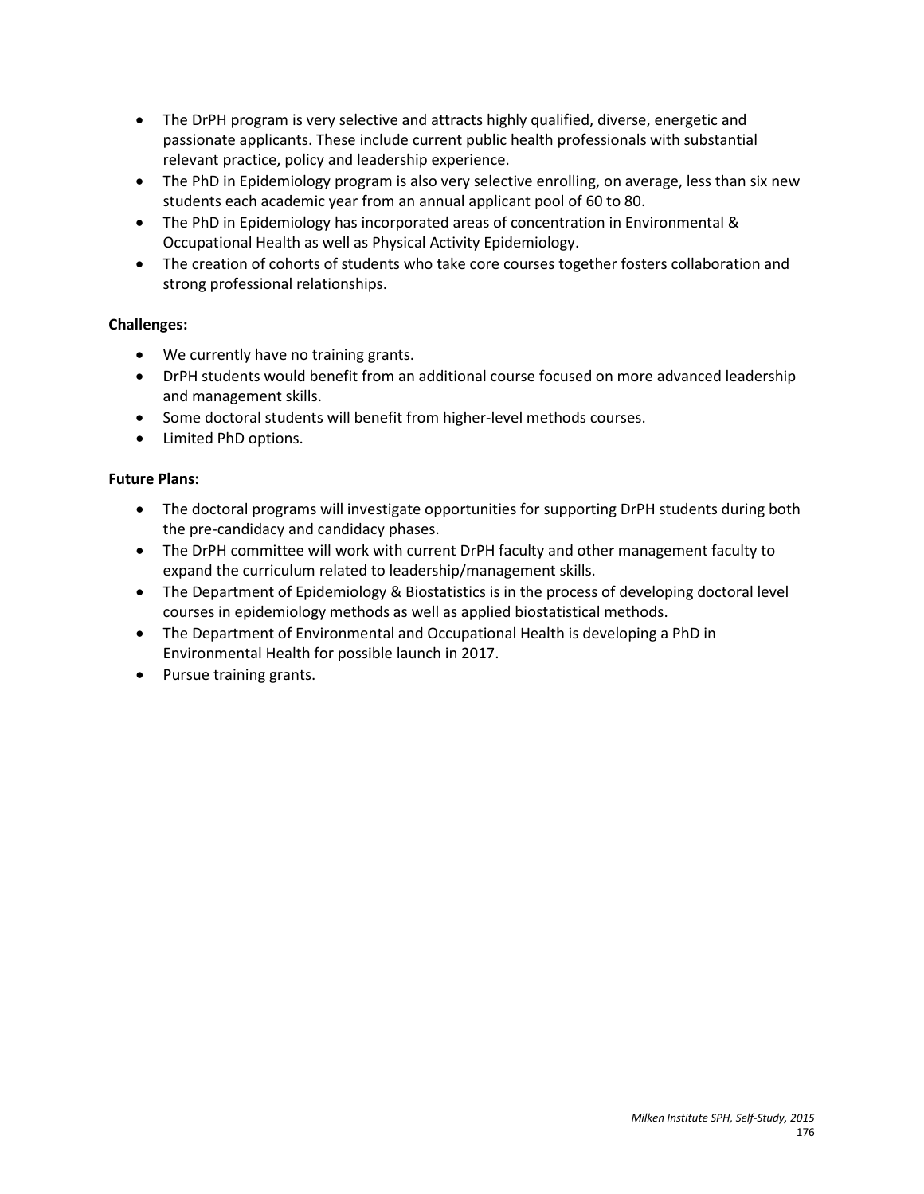- The DrPH program is very selective and attracts highly qualified, diverse, energetic and passionate applicants. These include current public health professionals with substantial relevant practice, policy and leadership experience.
- The PhD in Epidemiology program is also very selective enrolling, on average, less than six new students each academic year from an annual applicant pool of 60 to 80.
- The PhD in Epidemiology has incorporated areas of concentration in Environmental & Occupational Health as well as Physical Activity Epidemiology.
- The creation of cohorts of students who take core courses together fosters collaboration and strong professional relationships.

**Challenges:**

- We currently have no training grants.
- DrPH students would benefit from an additional course focused on more advanced leadership and management skills.
- Some doctoral students will benefit from higher-level methods courses.
- Limited PhD options.

**Future Plans:**

- The doctoral programs will investigate opportunities for supporting DrPH students during both the pre-candidacy and candidacy phases.
- The DrPH committee will work with current DrPH faculty and other management faculty to expand the curriculum related to leadership/management skills.
- The Department of Epidemiology & Biostatistics is in the process of developing doctoral level courses in epidemiology methods as well as applied biostatistical methods.
- The Department of Environmental and Occupational Health is developing a PhD in Environmental Health for possible launch in 2017.
- Pursue training grants.